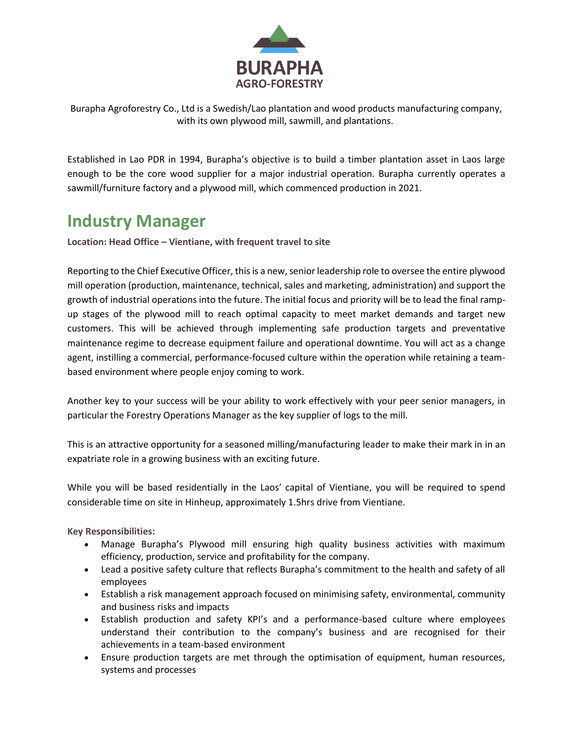**BURAPHA**
**AGRO-FORESTRY**

Burapha Agroforestry Co., Ltd is a Swedish/Lao plantation and wood products manufacturing company, with its own plywood mill, sawmill, and plantations.

Established in Lao PDR in 1994, Burapha's objective is to build a timber plantation asset in Laos large enough to be the core wood supplier for a major industrial operation. Burapha currently operates a sawmill/furniture factory and a plywood mill, which commenced production in 2021.

# Industry Manager

**Location: Head Office – Vientiane, with frequent travel to site**

Reporting to the Chief Executive Officer, this is a new, senior leadership role to oversee the entire plywood mill operation (production, maintenance, technical, sales and marketing, administration) and support the growth of industrial operations into the future. The initial focus and priority will be to lead the final ramp-up stages of the plywood mill to reach optimal capacity to meet market demands and target new customers. This will be achieved through implementing safe production targets and preventative maintenance regime to decrease equipment failure and operational downtime. You will act as a change agent, instilling a commercial, performance-focused culture within the operation while retaining a team-based environment where people enjoy coming to work.

Another key to your success will be your ability to work effectively with your peer senior managers, in particular the Forestry Operations Manager as the key supplier of logs to the mill.

This is an attractive opportunity for a seasoned milling/manufacturing leader to make their mark in in an expatriate role in a growing business with an exciting future.

While you will be based residentially in the Laos' capital of Vientiane, you will be required to spend considerable time on site in Hinheup, approximately 1.5hrs drive from Vientiane.

**Key Responsibilities:**

- Manage Burapha's Plywood mill ensuring high quality business activities with maximum efficiency, production, service and profitability for the company.
- Lead a positive safety culture that reflects Burapha's commitment to the health and safety of all employees
- Establish a risk management approach focused on minimising safety, environmental, community and business risks and impacts
- Establish production and safety KPI's and a performance-based culture where employees understand their contribution to the company's business and are recognised for their achievements in a team-based environment
- Ensure production targets are met through the optimisation of equipment, human resources, systems and processes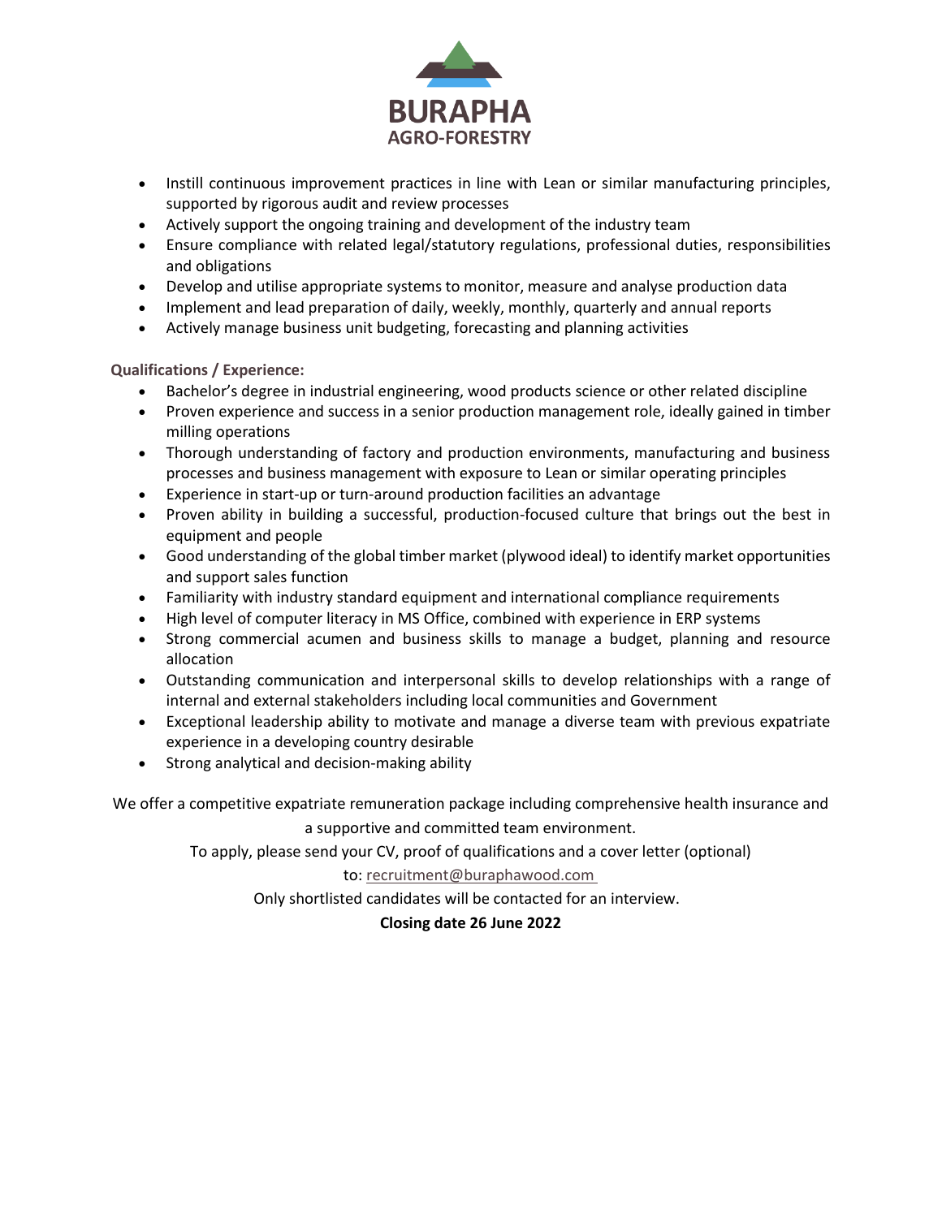BURAPHA
AGRO-FORESTRY

- Instill continuous improvement practices in line with Lean or similar manufacturing principles, supported by rigorous audit and review processes
- Actively support the ongoing training and development of the industry team
- Ensure compliance with related legal/statutory regulations, professional duties, responsibilities and obligations
- Develop and utilise appropriate systems to monitor, measure and analyse production data
- Implement and lead preparation of daily, weekly, monthly, quarterly and annual reports
- Actively manage business unit budgeting, forecasting and planning activities

**Qualifications / Experience:**

- Bachelor's degree in industrial engineering, wood products science or other related discipline
- Proven experience and success in a senior production management role, ideally gained in timber milling operations
- Thorough understanding of factory and production environments, manufacturing and business processes and business management with exposure to Lean or similar operating principles
- Experience in start-up or turn-around production facilities an advantage
- Proven ability in building a successful, production-focused culture that brings out the best in equipment and people
- Good understanding of the global timber market (plywood ideal) to identify market opportunities and support sales function
- Familiarity with industry standard equipment and international compliance requirements
- High level of computer literacy in MS Office, combined with experience in ERP systems
- Strong commercial acumen and business skills to manage a budget, planning and resource allocation
- Outstanding communication and interpersonal skills to develop relationships with a range of internal and external stakeholders including local communities and Government
- Exceptional leadership ability to motivate and manage a diverse team with previous expatriate experience in a developing country desirable
- Strong analytical and decision-making ability

We offer a competitive expatriate remuneration package including comprehensive health insurance and a supportive and committed team environment.

To apply, please send your CV, proof of qualifications and a cover letter (optional)

to: recruitment@buraphawood.com

Only shortlisted candidates will be contacted for an interview.

**Closing date 26 June 2022**